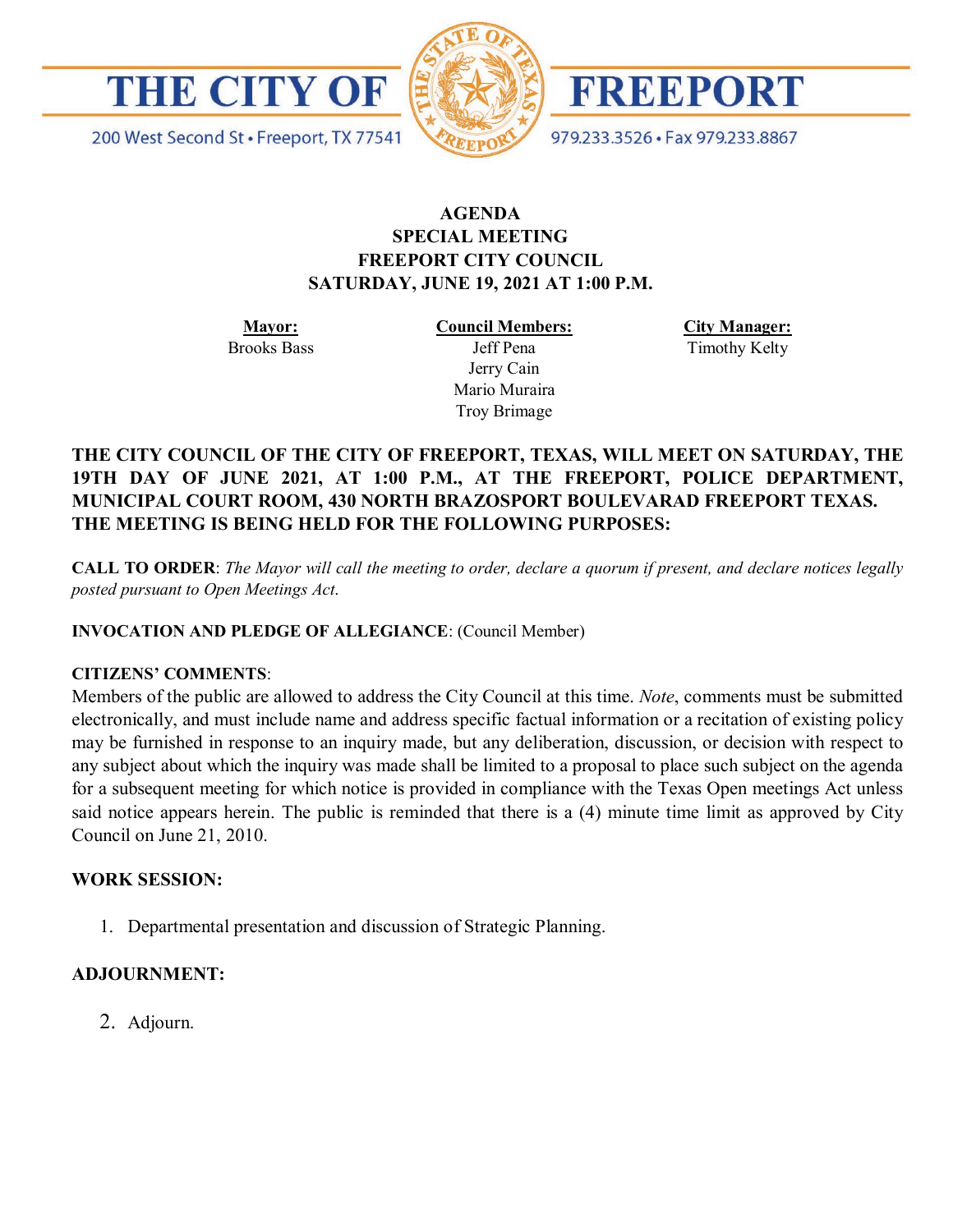# THE CITY OF FREEPORT

200 West Second St • Freeport, TX 77541 • 979.233.3526 • Fax 979.233.8867

**AGENDA**
**SPECIAL MEETING**
**FREEPORT CITY COUNCIL**
**SATURDAY, JUNE 19, 2021 AT 1:00 P.M.**

| **Mayor:** | **Council Members:** | **City Manager:** |
|---|---|---|
| Brooks Bass | Jeff Pena | Timothy Kelty |
| | Jerry Cain | |
| | Mario Muraira | |
| | Troy Brimage | |

**THE CITY COUNCIL OF THE CITY OF FREEPORT, TEXAS, WILL MEET ON SATURDAY, THE 19TH DAY OF JUNE 2021, AT 1:00 P.M., AT THE FREEPORT, POLICE DEPARTMENT, MUNICIPAL COURT ROOM, 430 NORTH BRAZOSPORT BOULEVARAD FREEPORT TEXAS. THE MEETING IS BEING HELD FOR THE FOLLOWING PURPOSES:**

**CALL TO ORDER**: *The Mayor will call the meeting to order, declare a quorum if present, and declare notices legally posted pursuant to Open Meetings Act.*

**INVOCATION AND PLEDGE OF ALLEGIANCE**: (Council Member)

**CITIZENS' COMMENTS**:
Members of the public are allowed to address the City Council at this time. *Note*, comments must be submitted electronically, and must include name and address specific factual information or a recitation of existing policy may be furnished in response to an inquiry made, but any deliberation, discussion, or decision with respect to any subject about which the inquiry was made shall be limited to a proposal to place such subject on the agenda for a subsequent meeting for which notice is provided in compliance with the Texas Open meetings Act unless said notice appears herein. The public is reminded that there is a (4) minute time limit as approved by City Council on June 21, 2010.

**WORK SESSION:**

1. Departmental presentation and discussion of Strategic Planning.

**ADJOURNMENT:**

2. Adjourn.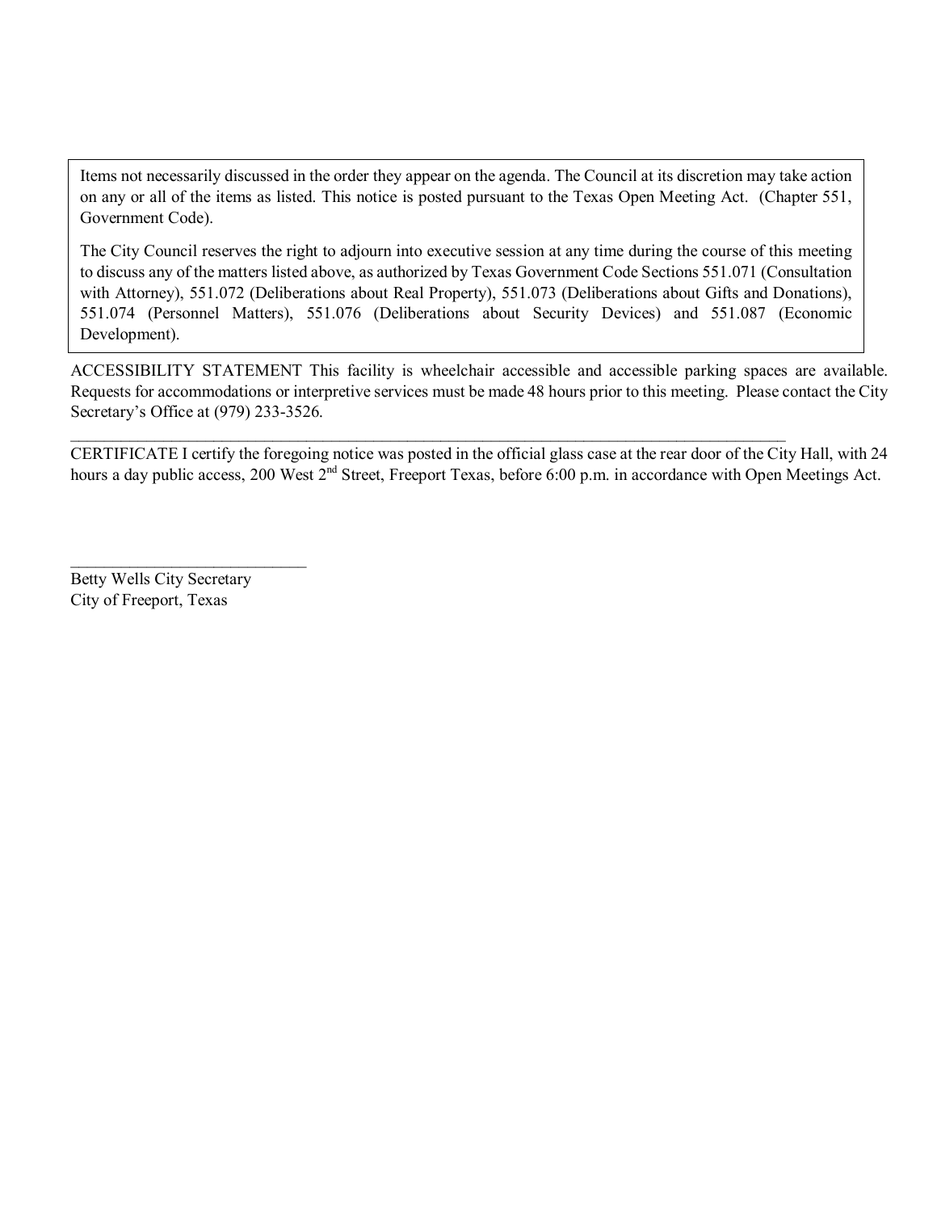Items not necessarily discussed in the order they appear on the agenda. The Council at its discretion may take action on any or all of the items as listed. This notice is posted pursuant to the Texas Open Meeting Act. (Chapter 551, Government Code).

The City Council reserves the right to adjourn into executive session at any time during the course of this meeting to discuss any of the matters listed above, as authorized by Texas Government Code Sections 551.071 (Consultation with Attorney), 551.072 (Deliberations about Real Property), 551.073 (Deliberations about Gifts and Donations), 551.074 (Personnel Matters), 551.076 (Deliberations about Security Devices) and 551.087 (Economic Development).

ACCESSIBILITY STATEMENT This facility is wheelchair accessible and accessible parking spaces are available. Requests for accommodations or interpretive services must be made 48 hours prior to this meeting. Please contact the City Secretary's Office at (979) 233-3526.

---

CERTIFICATE I certify the foregoing notice was posted in the official glass case at the rear door of the City Hall, with 24 hours a day public access, 200 West 2nd Street, Freeport Texas, before 6:00 p.m. in accordance with Open Meetings Act.

\_\_\_\_\_\_\_\_\_\_\_\_\_\_\_\_\_\_\_\_\_\_\_\_\_\_\_\_

Betty Wells City Secretary
City of Freeport, Texas